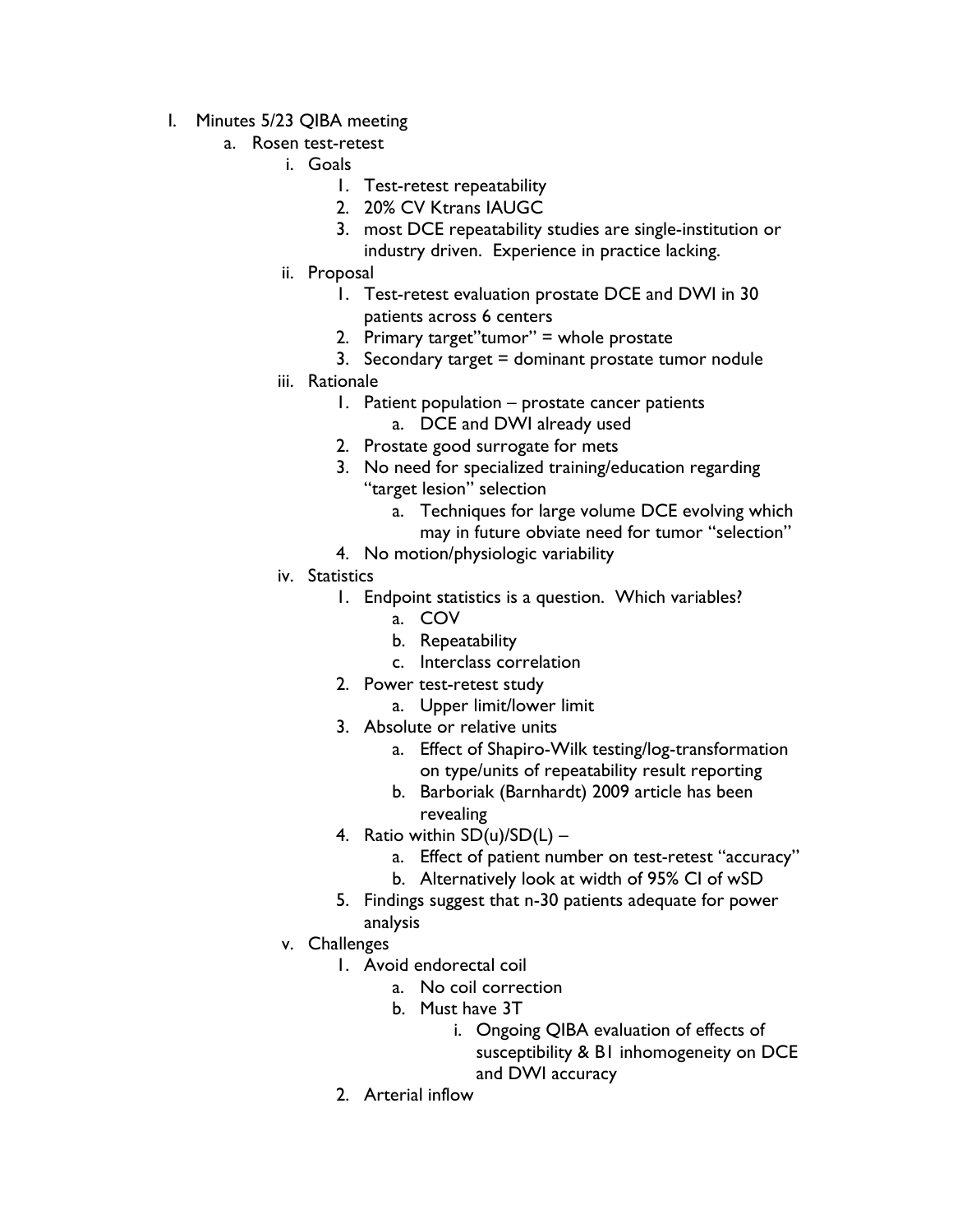- I. Minutes 5/23 QIBA meeting
    - a. Rosen test-retest
        - i. Goals
            1. Test-retest repeatability
            2. 20% CV Ktrans IAUGC
            3. most DCE repeatability studies are single-institution or industry driven. Experience in practice lacking.
        - ii. Proposal
            1. Test-retest evaluation prostate DCE and DWI in 30 patients across 6 centers
            2. Primary target"tumor" = whole prostate
            3. Secondary target = dominant prostate tumor nodule
        - iii. Rationale
            1. Patient population – prostate cancer patients
                - a. DCE and DWI already used
            2. Prostate good surrogate for mets
            3. No need for specialized training/education regarding "target lesion" selection
                - a. Techniques for large volume DCE evolving which may in future obviate need for tumor "selection"
            4. No motion/physiologic variability
        - iv. Statistics
            1. Endpoint statistics is a question. Which variables?
                - a. COV
                - b. Repeatability
                - c. Interclass correlation
            2. Power test-retest study
                - a. Upper limit/lower limit
            3. Absolute or relative units
                - a. Effect of Shapiro-Wilk testing/log-transformation on type/units of repeatability result reporting
                - b. Barboriak (Barnhardt) 2009 article has been revealing
            4. Ratio within SD(u)/SD(L) –
                - a. Effect of patient number on test-retest "accuracy"
                - b. Alternatively look at width of 95% CI of wSD
            5. Findings suggest that n-30 patients adequate for power analysis
        - v. Challenges
            1. Avoid endorectal coil
                - a. No coil correction
                - b. Must have 3T
                    - i. Ongoing QIBA evaluation of effects of susceptibility & B1 inhomogeneity on DCE and DWI accuracy
            2. Arterial inflow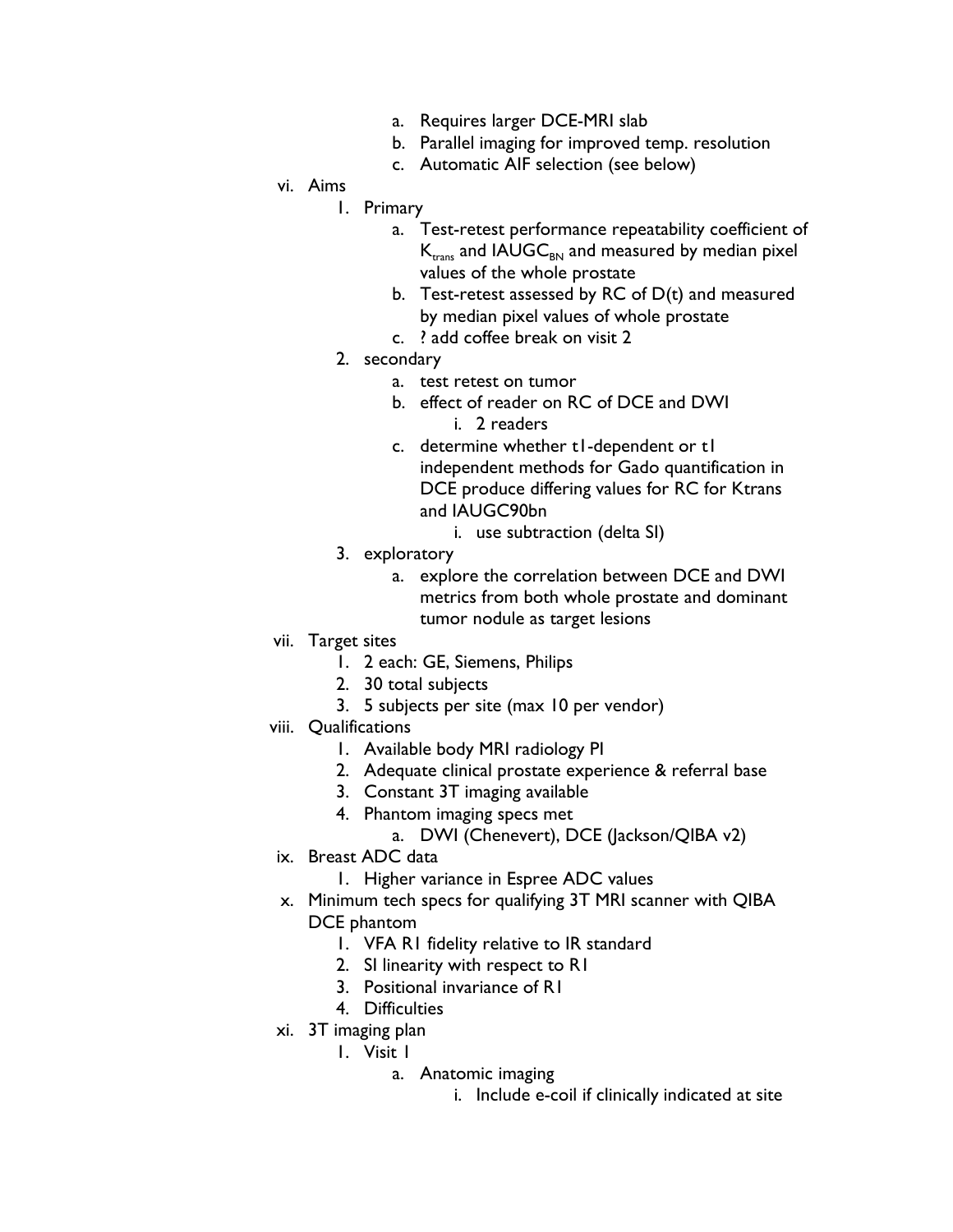a. Requires larger DCE-MRI slab
      b. Parallel imaging for improved temp. resolution
      c. Automatic AIF selection (see below)

vi. Aims
   1. Primary
      a. Test-retest performance repeatability coefficient of $K_{trans}$ and $IAUGC_{BN}$ and measured by median pixel values of the whole prostate
      b. Test-retest assessed by RC of D(t) and measured by median pixel values of whole prostate
      c. ? add coffee break on visit 2
   2. secondary
      a. test retest on tumor
      b. effect of reader on RC of DCE and DWI
         i. 2 readers
      c. determine whether t1-dependent or t1 independent methods for Gado quantification in DCE produce differing values for RC for Ktrans and IAUGC90bn
         i. use subtraction (delta SI)
   3. exploratory
      a. explore the correlation between DCE and DWI metrics from both whole prostate and dominant tumor nodule as target lesions

vii. Target sites
   1. 2 each: GE, Siemens, Philips
   2. 30 total subjects
   3. 5 subjects per site (max 10 per vendor)

viii. Qualifications
   1. Available body MRI radiology PI
   2. Adequate clinical prostate experience & referral base
   3. Constant 3T imaging available
   4. Phantom imaging specs met
      a. DWI (Chenevert), DCE (Jackson/QIBA v2)

ix. Breast ADC data
   1. Higher variance in Espree ADC values

x. Minimum tech specs for qualifying 3T MRI scanner with QIBA DCE phantom
   1. VFA R1 fidelity relative to IR standard
   2. SI linearity with respect to R1
   3. Positional invariance of R1
   4. Difficulties

xi. 3T imaging plan
   1. Visit 1
      a. Anatomic imaging
         i. Include e-coil if clinically indicated at site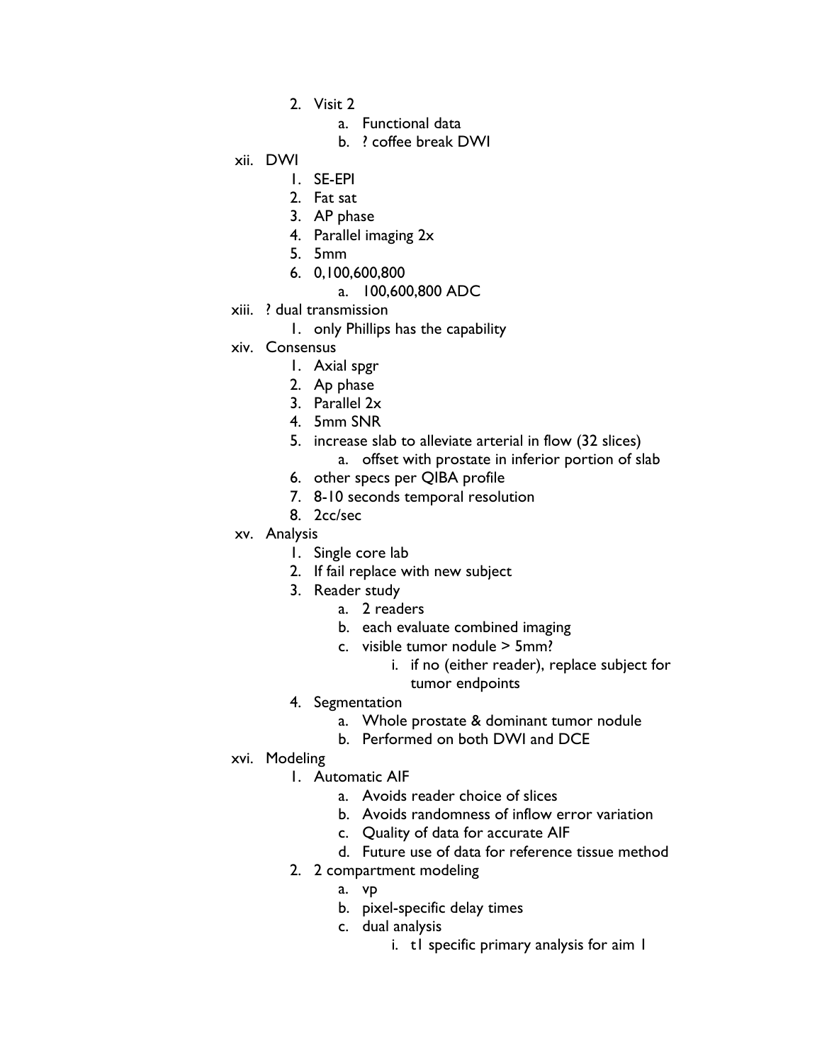2. Visit 2
    a. Functional data
    b. ? coffee break DWI

xii. DWI
    1. SE-EPI
    2. Fat sat
    3. AP phase
    4. Parallel imaging 2x
    5. 5mm
    6. 0,100,600,800
        a. 100,600,800 ADC

xiii. ? dual transmission
    1. only Phillips has the capability

xiv. Consensus
    1. Axial spgr
    2. Ap phase
    3. Parallel 2x
    4. 5mm SNR
    5. increase slab to alleviate arterial in flow (32 slices)
        a. offset with prostate in inferior portion of slab
    6. other specs per QIBA profile
    7. 8-10 seconds temporal resolution
    8. 2cc/sec

xv. Analysis
    1. Single core lab
    2. If fail replace with new subject
    3. Reader study
        a. 2 readers
        b. each evaluate combined imaging
        c. visible tumor nodule > 5mm?
            i. if no (either reader), replace subject for tumor endpoints
    4. Segmentation
        a. Whole prostate & dominant tumor nodule
        b. Performed on both DWI and DCE

xvi. Modeling
    1. Automatic AIF
        a. Avoids reader choice of slices
        b. Avoids randomness of inflow error variation
        c. Quality of data for accurate AIF
        d. Future use of data for reference tissue method
    2. 2 compartment modeling
        a. vp
        b. pixel-specific delay times
        c. dual analysis
            i. t1 specific primary analysis for aim 1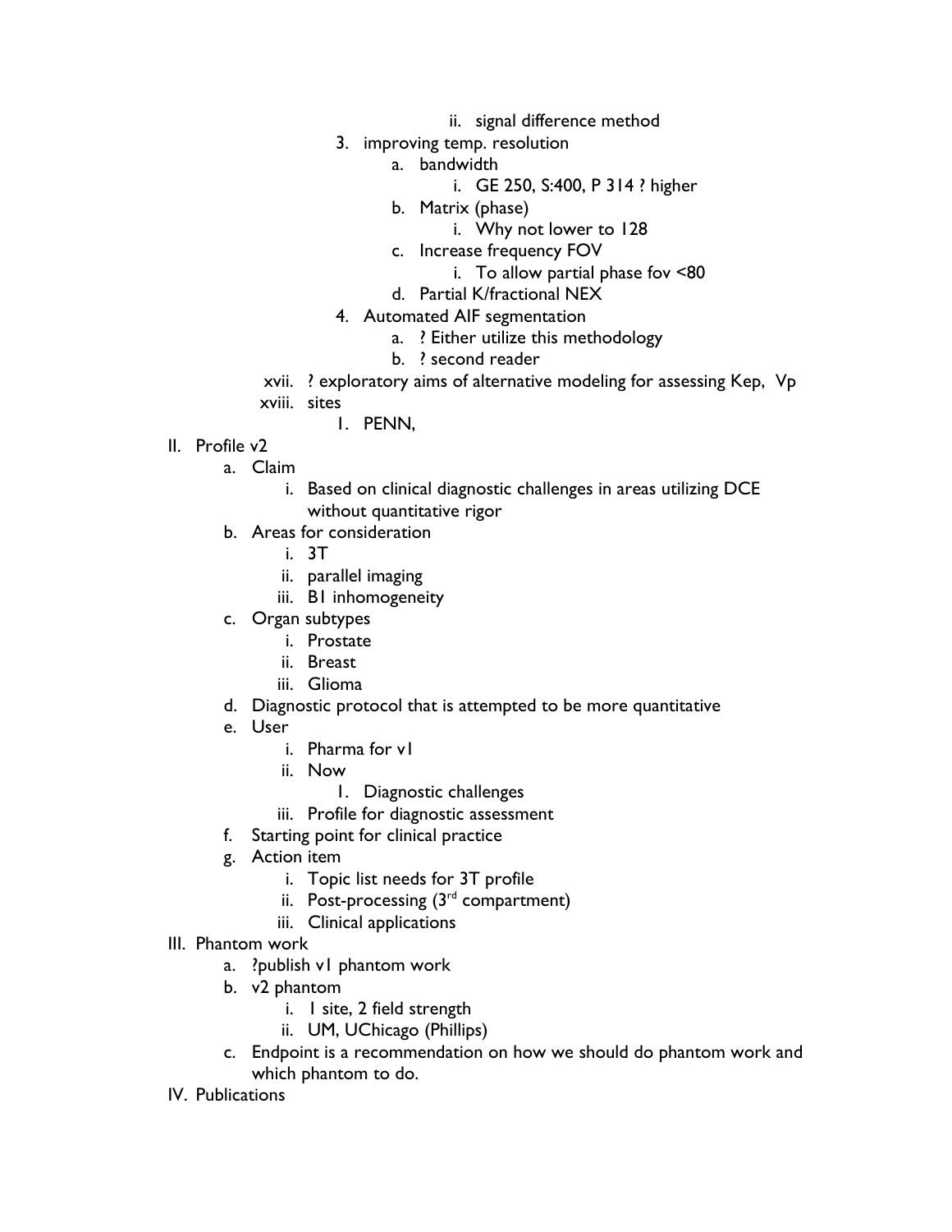ii. signal difference method
      3. improving temp. resolution
         a. bandwidth
            i. GE 250, S:400, P 314 ? higher
         b. Matrix (phase)
            i. Why not lower to 128
         c. Increase frequency FOV
            i. To allow partial phase fov <80
         d. Partial K/fractional NEX
      4. Automated AIF segmentation
         a. ? Either utilize this methodology
         b. ? second reader
   xvii. ? exploratory aims of alternative modeling for assessing Kep, Vp
   xviii. sites
      1. PENN,

II. Profile v2
   a. Claim
      i. Based on clinical diagnostic challenges in areas utilizing DCE without quantitative rigor
   b. Areas for consideration
      i. 3T
      ii. parallel imaging
      iii. B1 inhomogeneity
   c. Organ subtypes
      i. Prostate
      ii. Breast
      iii. Glioma
   d. Diagnostic protocol that is attempted to be more quantitative
   e. User
      i. Pharma for v1
      ii. Now
         1. Diagnostic challenges
      iii. Profile for diagnostic assessment
   f. Starting point for clinical practice
   g. Action item
      i. Topic list needs for 3T profile
      ii. Post-processing (3rd compartment)
      iii. Clinical applications

III. Phantom work
   a. ?publish v1 phantom work
   b. v2 phantom
      i. 1 site, 2 field strength
      ii. UM, UChicago (Phillips)
   c. Endpoint is a recommendation on how we should do phantom work and which phantom to do.

IV. Publications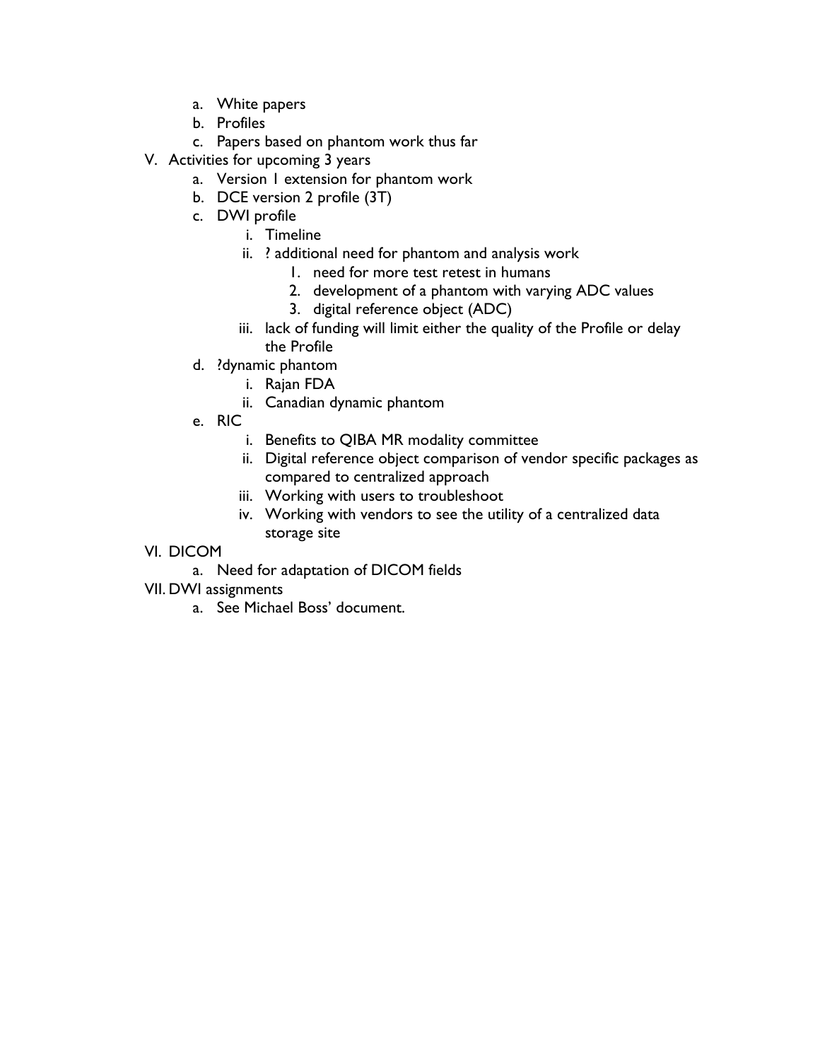a. White papers
   b. Profiles
   c. Papers based on phantom work thus far

V. Activities for upcoming 3 years
   a. Version 1 extension for phantom work
   b. DCE version 2 profile (3T)
   c. DWI profile
      i. Timeline
      ii. ? additional need for phantom and analysis work
         1. need for more test retest in humans
         2. development of a phantom with varying ADC values
         3. digital reference object (ADC)
      iii. lack of funding will limit either the quality of the Profile or delay the Profile
   d. ?dynamic phantom
      i. Rajan FDA
      ii. Canadian dynamic phantom
   e. RIC
      i. Benefits to QIBA MR modality committee
      ii. Digital reference object comparison of vendor specific packages as compared to centralized approach
      iii. Working with users to troubleshoot
      iv. Working with vendors to see the utility of a centralized data storage site

VI. DICOM
   a. Need for adaptation of DICOM fields

VII. DWI assignments
   a. See Michael Boss' document.